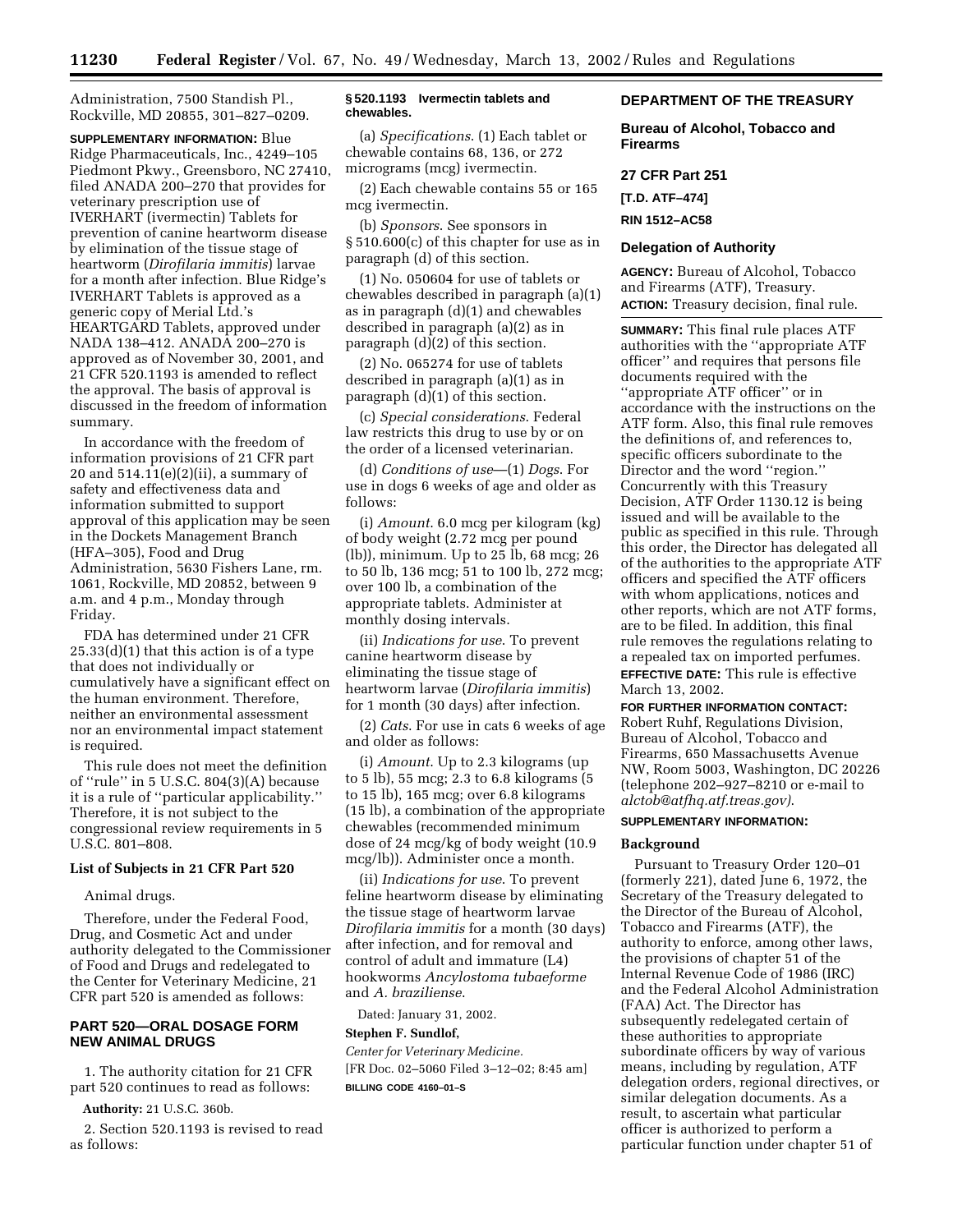Administration, 7500 Standish Pl., Rockville, MD 20855, 301–827–0209.

**SUPPLEMENTARY INFORMATION:** Blue Ridge Pharmaceuticals, Inc., 4249–105 Piedmont Pkwy., Greensboro, NC 27410, filed ANADA 200–270 that provides for veterinary prescription use of IVERHART (ivermectin) Tablets for prevention of canine heartworm disease by elimination of the tissue stage of heartworm (*Dirofilaria immitis*) larvae for a month after infection. Blue Ridge's IVERHART Tablets is approved as a generic copy of Merial Ltd.'s HEARTGARD Tablets, approved under NADA 138–412. ANADA 200–270 is approved as of November 30, 2001, and 21 CFR 520.1193 is amended to reflect the approval. The basis of approval is discussed in the freedom of information summary.

In accordance with the freedom of information provisions of 21 CFR part 20 and 514.11(e)(2)(ii), a summary of safety and effectiveness data and information submitted to support approval of this application may be seen in the Dockets Management Branch (HFA–305), Food and Drug Administration, 5630 Fishers Lane, rm. 1061, Rockville, MD 20852, between 9 a.m. and 4 p.m., Monday through Friday.

FDA has determined under 21 CFR 25.33(d)(1) that this action is of a type that does not individually or cumulatively have a significant effect on the human environment. Therefore, neither an environmental assessment nor an environmental impact statement is required.

This rule does not meet the definition of ''rule'' in 5 U.S.C. 804(3)(A) because it is a rule of ''particular applicability.'' Therefore, it is not subject to the congressional review requirements in 5 U.S.C. 801–808.

**List of Subjects in 21 CFR Part 520**

Animal drugs.

Therefore, under the Federal Food, Drug, and Cosmetic Act and under authority delegated to the Commissioner of Food and Drugs and redelegated to the Center for Veterinary Medicine, 21 CFR part 520 is amended as follows:

## PART 520—ORAL DOSAGE FORM NEW ANIMAL DRUGS

1. The authority citation for 21 CFR part 520 continues to read as follows:

**Authority:** 21 U.S.C. 360b.

2. Section 520.1193 is revised to read as follows:

**§ 520.1193 Ivermectin tablets and chewables.**

(a) *Specifications*. (1) Each tablet or chewable contains 68, 136, or 272 micrograms (mcg) ivermectin.

(2) Each chewable contains 55 or 165 mcg ivermectin.

(b) *Sponsors*. See sponsors in § 510.600(c) of this chapter for use as in paragraph (d) of this section.

(1) No. 050604 for use of tablets or chewables described in paragraph (a)(1) as in paragraph (d)(1) and chewables described in paragraph (a)(2) as in paragraph (d)(2) of this section.

(2) No. 065274 for use of tablets described in paragraph (a)(1) as in paragraph (d)(1) of this section.

(c) *Special considerations*. Federal law restricts this drug to use by or on the order of a licensed veterinarian.

(d) *Conditions of use*—(1) *Dogs*. For use in dogs 6 weeks of age and older as follows:

(i) *Amount*. 6.0 mcg per kilogram (kg) of body weight (2.72 mcg per pound (lb)), minimum. Up to 25 lb, 68 mcg; 26 to 50 lb, 136 mcg; 51 to 100 lb, 272 mcg; over 100 lb, a combination of the appropriate tablets. Administer at monthly dosing intervals.

(ii) *Indications for use*. To prevent canine heartworm disease by eliminating the tissue stage of heartworm larvae (*Dirofilaria immitis*) for 1 month (30 days) after infection.

(2) *Cats*. For use in cats 6 weeks of age and older as follows:

(i) *Amount*. Up to 2.3 kilograms (up to 5 lb), 55 mcg; 2.3 to 6.8 kilograms (5 to 15 lb), 165 mcg; over 6.8 kilograms (15 lb), a combination of the appropriate chewables (recommended minimum dose of 24 mcg/kg of body weight (10.9 mcg/lb)). Administer once a month.

(ii) *Indications for use*. To prevent feline heartworm disease by eliminating the tissue stage of heartworm larvae *Dirofilaria immitis* for a month (30 days) after infection, and for removal and control of adult and immature (L4) hookworms *Ancylostoma tubaeforme* and *A. braziliense*.

Dated: January 31, 2002.

**Stephen F. Sundlof,**

*Center for Veterinary Medicine.*

[FR Doc. 02–5060 Filed 3–12–02; 8:45 am]

**BILLING CODE 4160–01–S**

## DEPARTMENT OF THE TREASURY

### Bureau of Alcohol, Tobacco and Firearms

### 27 CFR Part 251

**[T.D. ATF–474]**

**RIN 1512–AC58**

### Delegation of Authority

**AGENCY:** Bureau of Alcohol, Tobacco and Firearms (ATF), Treasury.

**ACTION:** Treasury decision, final rule.

**SUMMARY:** This final rule places ATF authorities with the ''appropriate ATF officer'' and requires that persons file documents required with the ''appropriate ATF officer'' or in accordance with the instructions on the ATF form. Also, this final rule removes the definitions of, and references to, specific officers subordinate to the Director and the word ''region.'' Concurrently with this Treasury Decision, ATF Order 1130.12 is being issued and will be available to the public as specified in this rule. Through this order, the Director has delegated all of the authorities to the appropriate ATF officers and specified the ATF officers with whom applications, notices and other reports, which are not ATF forms, are to be filed. In addition, this final rule removes the regulations relating to a repealed tax on imported perfumes.

**EFFECTIVE DATE:** This rule is effective March 13, 2002.

**FOR FURTHER INFORMATION CONTACT:** Robert Ruhf, Regulations Division, Bureau of Alcohol, Tobacco and Firearms, 650 Massachusetts Avenue NW, Room 5003, Washington, DC 20226 (telephone 202–927–8210 or e-mail to *alctob@atfhq.atf.treas.gov)*.

**SUPPLEMENTARY INFORMATION:**

**Background**

Pursuant to Treasury Order 120–01 (formerly 221), dated June 6, 1972, the Secretary of the Treasury delegated to the Director of the Bureau of Alcohol, Tobacco and Firearms (ATF), the authority to enforce, among other laws, the provisions of chapter 51 of the Internal Revenue Code of 1986 (IRC) and the Federal Alcohol Administration (FAA) Act. The Director has subsequently redelegated certain of these authorities to appropriate subordinate officers by way of various means, including by regulation, ATF delegation orders, regional directives, or similar delegation documents. As a result, to ascertain what particular officer is authorized to perform a particular function under chapter 51 of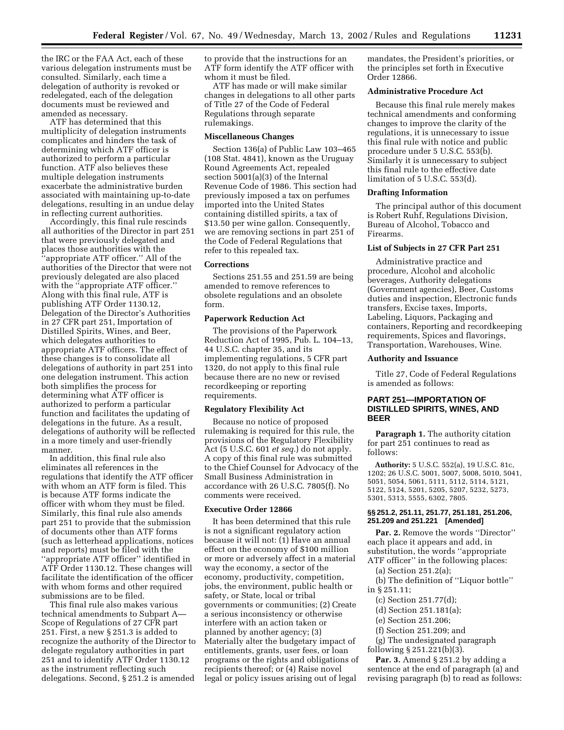the IRC or the FAA Act, each of these various delegation instruments must be consulted. Similarly, each time a delegation of authority is revoked or redelegated, each of the delegation documents must be reviewed and amended as necessary.

ATF has determined that this multiplicity of delegation instruments complicates and hinders the task of determining which ATF officer is authorized to perform a particular function. ATF also believes these multiple delegation instruments exacerbate the administrative burden associated with maintaining up-to-date delegations, resulting in an undue delay in reflecting current authorities.

Accordingly, this final rule rescinds all authorities of the Director in part 251 that were previously delegated and places those authorities with the ''appropriate ATF officer.'' All of the authorities of the Director that were not previously delegated are also placed with the ''appropriate ATF officer.'' Along with this final rule, ATF is publishing ATF Order 1130.12, Delegation of the Director's Authorities in 27 CFR part 251, Importation of Distilled Spirits, Wines, and Beer, which delegates authorities to appropriate ATF officers. The effect of these changes is to consolidate all delegations of authority in part 251 into one delegation instrument. This action both simplifies the process for determining what ATF officer is authorized to perform a particular function and facilitates the updating of delegations in the future. As a result, delegations of authority will be reflected in a more timely and user-friendly manner.

In addition, this final rule also eliminates all references in the regulations that identify the ATF officer with whom an ATF form is filed. This is because ATF forms indicate the officer with whom they must be filed. Similarly, this final rule also amends part 251 to provide that the submission of documents other than ATF forms (such as letterhead applications, notices and reports) must be filed with the ''appropriate ATF officer'' identified in ATF Order 1130.12. These changes will facilitate the identification of the officer with whom forms and other required submissions are to be filed.

This final rule also makes various technical amendments to Subpart A—Scope of Regulations of 27 CFR part 251. First, a new § 251.3 is added to recognize the authority of the Director to delegate regulatory authorities in part 251 and to identify ATF Order 1130.12 as the instrument reflecting such delegations. Second, § 251.2 is amended to provide that the instructions for an ATF form identify the ATF officer with whom it must be filed.

ATF has made or will make similar changes in delegations to all other parts of Title 27 of the Code of Federal Regulations through separate rulemakings.

### Miscellaneous Changes

Section 136(a) of Public Law 103–465 (108 Stat. 4841), known as the Uruguay Round Agreements Act, repealed section 5001(a)(3) of the Internal Revenue Code of 1986. This section had previously imposed a tax on perfumes imported into the United States containing distilled spirits, a tax of $13.50 per wine gallon. Consequently, we are removing sections in part 251 of the Code of Federal Regulations that refer to this repealed tax.

### Corrections

Sections 251.55 and 251.59 are being amended to remove references to obsolete regulations and an obsolete form.

### Paperwork Reduction Act

The provisions of the Paperwork Reduction Act of 1995, Pub. L. 104–13, 44 U.S.C. chapter 35, and its implementing regulations, 5 CFR part 1320, do not apply to this final rule because there are no new or revised recordkeeping or reporting requirements.

### Regulatory Flexibility Act

Because no notice of proposed rulemaking is required for this rule, the provisions of the Regulatory Flexibility Act (5 U.S.C. 601 *et seq.*) do not apply. A copy of this final rule was submitted to the Chief Counsel for Advocacy of the Small Business Administration in accordance with 26 U.S.C. 7805(f). No comments were received.

### Executive Order 12866

It has been determined that this rule is not a significant regulatory action because it will not: (1) Have an annual effect on the economy of $100 million or more or adversely affect in a material way the economy, a sector of the economy, productivity, competition, jobs, the environment, public health or safety, or State, local or tribal governments or communities; (2) Create a serious inconsistency or otherwise interfere with an action taken or planned by another agency; (3) Materially alter the budgetary impact of entitlements, grants, user fees, or loan programs or the rights and obligations of recipients thereof; or (4) Raise novel legal or policy issues arising out of legal mandates, the President's priorities, or the principles set forth in Executive Order 12866.

### Administrative Procedure Act

Because this final rule merely makes technical amendments and conforming changes to improve the clarity of the regulations, it is unnecessary to issue this final rule with notice and public procedure under 5 U.S.C. 553(b). Similarly it is unnecessary to subject this final rule to the effective date limitation of 5 U.S.C. 553(d).

### Drafting Information

The principal author of this document is Robert Ruhf, Regulations Division, Bureau of Alcohol, Tobacco and Firearms.

### List of Subjects in 27 CFR Part 251

Administrative practice and procedure, Alcohol and alcoholic beverages, Authority delegations (Government agencies), Beer, Customs duties and inspection, Electronic funds transfers, Excise taxes, Imports, Labeling, Liquors, Packaging and containers, Reporting and recordkeeping requirements, Spices and flavorings, Transportation, Warehouses, Wine.

### Authority and Issuance

Title 27, Code of Federal Regulations is amended as follows:

## PART 251—IMPORTATION OF DISTILLED SPIRITS, WINES, AND BEER

**Paragraph 1.** The authority citation for part 251 continues to read as follows:

**Authority:** 5 U.S.C. 552(a), 19 U.S.C. 81c, 1202; 26 U.S.C. 5001, 5007, 5008, 5010, 5041, 5051, 5054, 5061, 5111, 5112, 5114, 5121, 5122, 5124, 5201, 5205, 5207, 5232, 5273, 5301, 5313, 5555, 6302, 7805.

#### §§ 251.2, 251.11, 251.77, 251.181, 251.206, 251.209 and 251.221 [Amended]

**Par. 2.** Remove the words ''Director'' each place it appears and add, in substitution, the words ''appropriate ATF officer'' in the following places:

(a) Section 251.2(a);

(b) The definition of ''Liquor bottle'' in § 251.11;

(c) Section 251.77(d);

(d) Section 251.181(a);

(e) Section 251.206;

(f) Section 251.209; and

(g) The undesignated paragraph following § 251.221(b)(3).

**Par. 3.** Amend § 251.2 by adding a sentence at the end of paragraph (a) and revising paragraph (b) to read as follows: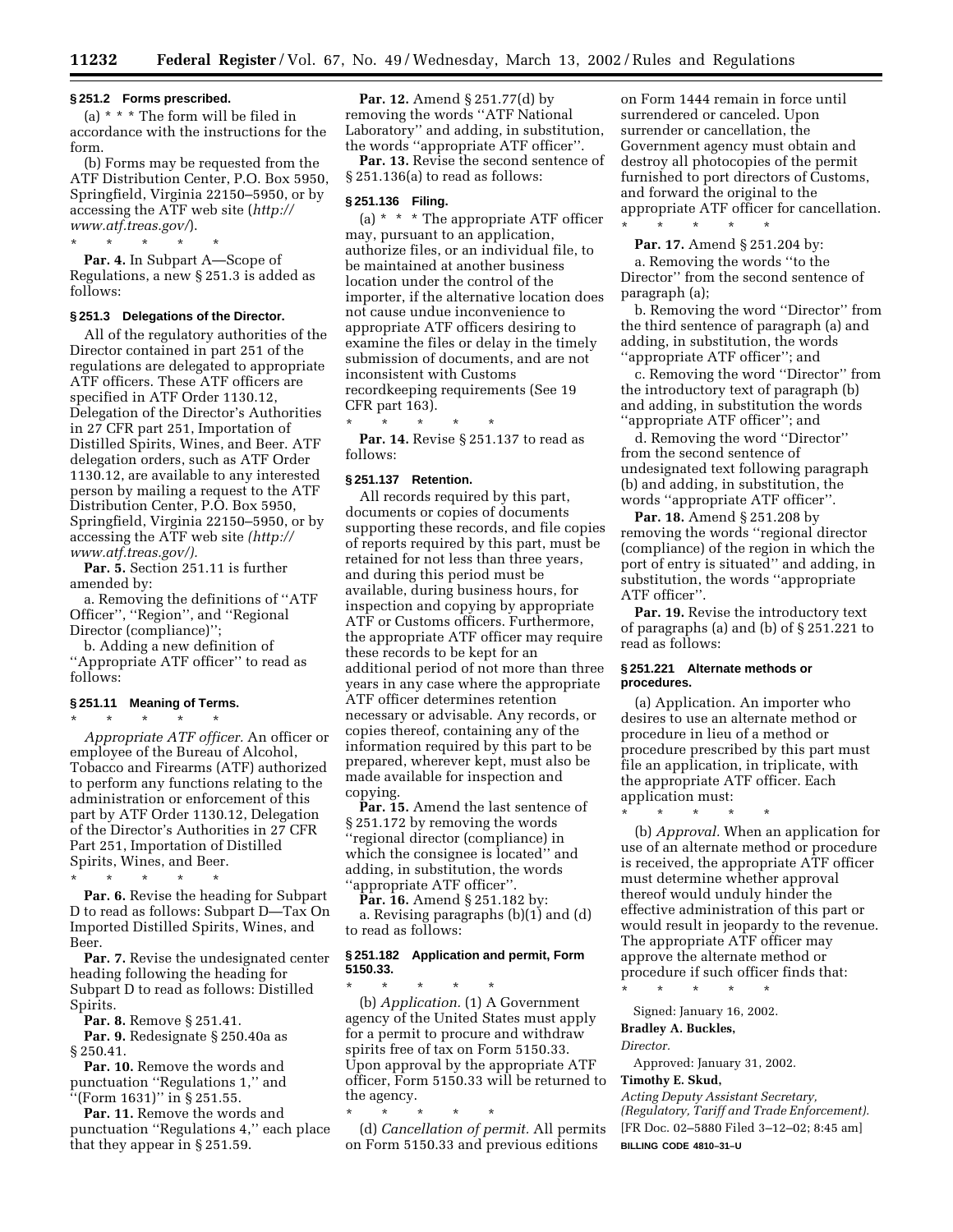### § 251.2 Forms prescribed.

(a) * * * The form will be filed in accordance with the instructions for the form.

(b) Forms may be requested from the ATF Distribution Center, P.O. Box 5950, Springfield, Virginia 22150–5950, or by accessing the ATF web site (*http://www.atf.treas.gov/*).

\* \* \* \* \*

**Par. 4.** In Subpart A—Scope of Regulations, a new § 251.3 is added as follows:

### § 251.3 Delegations of the Director.

All of the regulatory authorities of the Director contained in part 251 of the regulations are delegated to appropriate ATF officers. These ATF officers are specified in ATF Order 1130.12, Delegation of the Director's Authorities in 27 CFR part 251, Importation of Distilled Spirits, Wines, and Beer. ATF delegation orders, such as ATF Order 1130.12, are available to any interested person by mailing a request to the ATF Distribution Center, P.O. Box 5950, Springfield, Virginia 22150–5950, or by accessing the ATF web site *(http://www.atf.treas.gov/).*

**Par. 5.** Section 251.11 is further amended by:

a. Removing the definitions of ''ATF Officer'', ''Region'', and ''Regional Director (compliance)'';

b. Adding a new definition of ''Appropriate ATF officer'' to read as follows:

### § 251.11 Meaning of Terms.

\* \* \* \* \*

*Appropriate ATF officer.* An officer or employee of the Bureau of Alcohol, Tobacco and Firearms (ATF) authorized to perform any functions relating to the administration or enforcement of this part by ATF Order 1130.12, Delegation of the Director's Authorities in 27 CFR Part 251, Importation of Distilled Spirits, Wines, and Beer.

\* \* \* \* \*

**Par. 6.** Revise the heading for Subpart D to read as follows: Subpart D—Tax On Imported Distilled Spirits, Wines, and Beer.

**Par. 7.** Revise the undesignated center heading following the heading for Subpart D to read as follows: Distilled Spirits.

**Par. 8.** Remove § 251.41.

**Par. 9.** Redesignate § 250.40a as § 250.41.

**Par. 10.** Remove the words and punctuation ''Regulations 1,'' and ''(Form 1631)'' in § 251.55.

**Par. 11.** Remove the words and punctuation ''Regulations 4,'' each place that they appear in § 251.59.

**Par. 12.** Amend § 251.77(d) by removing the words ''ATF National Laboratory'' and adding, in substitution, the words ''appropriate ATF officer''.

**Par. 13.** Revise the second sentence of § 251.136(a) to read as follows:

### § 251.136 Filing.

(a) * * * The appropriate ATF officer may, pursuant to an application, authorize files, or an individual file, to be maintained at another business location under the control of the importer, if the alternative location does not cause undue inconvenience to appropriate ATF officers desiring to examine the files or delay in the timely submission of documents, and are not inconsistent with Customs recordkeeping requirements (See 19 CFR part 163).

\* \* \* \* \*

**Par. 14.** Revise § 251.137 to read as follows:

### § 251.137 Retention.

All records required by this part, documents or copies of documents supporting these records, and file copies of reports required by this part, must be retained for not less than three years, and during this period must be available, during business hours, for inspection and copying by appropriate ATF or Customs officers. Furthermore, the appropriate ATF officer may require these records to be kept for an additional period of not more than three years in any case where the appropriate ATF officer determines retention necessary or advisable. Any records, or copies thereof, containing any of the information required by this part to be prepared, wherever kept, must also be made available for inspection and copying.

**Par. 15.** Amend the last sentence of § 251.172 by removing the words ''regional director (compliance) in which the consignee is located'' and adding, in substitution, the words ''appropriate ATF officer''.

**Par. 16.** Amend § 251.182 by:

a. Revising paragraphs (b)(1) and (d) to read as follows:

### § 251.182 Application and permit, Form 5150.33.

\* \* \* \* \*

(b) *Application.* (1) A Government agency of the United States must apply for a permit to procure and withdraw spirits free of tax on Form 5150.33. Upon approval by the appropriate ATF officer, Form 5150.33 will be returned to the agency.

\* \* \* \* \*

(d) *Cancellation of permit.* All permits on Form 5150.33 and previous editions on Form 1444 remain in force until surrendered or canceled. Upon surrender or cancellation, the Government agency must obtain and destroy all photocopies of the permit furnished to port directors of Customs, and forward the original to the appropriate ATF officer for cancellation.

\* \* \* \* \*

**Par. 17.** Amend § 251.204 by:

a. Removing the words ''to the Director'' from the second sentence of paragraph (a);

b. Removing the word ''Director'' from the third sentence of paragraph (a) and adding, in substitution, the words ''appropriate ATF officer''; and

c. Removing the word ''Director'' from the introductory text of paragraph (b) and adding, in substitution the words ''appropriate ATF officer''; and

d. Removing the word ''Director'' from the second sentence of undesignated text following paragraph (b) and adding, in substitution, the words ''appropriate ATF officer''.

**Par. 18.** Amend § 251.208 by removing the words ''regional director (compliance) of the region in which the port of entry is situated'' and adding, in substitution, the words ''appropriate ATF officer''.

**Par. 19.** Revise the introductory text of paragraphs (a) and (b) of § 251.221 to read as follows:

### § 251.221 Alternate methods or procedures.

(a) Application. An importer who desires to use an alternate method or procedure in lieu of a method or procedure prescribed by this part must file an application, in triplicate, with the appropriate ATF officer. Each application must:

\* \* \* \* \*

(b) *Approval.* When an application for use of an alternate method or procedure is received, the appropriate ATF officer must determine whether approval thereof would unduly hinder the effective administration of this part or would result in jeopardy to the revenue. The appropriate ATF officer may approve the alternate method or procedure if such officer finds that:

\* \* \* \* \*

Signed: January 16, 2002.

**Bradley A. Buckles,**

*Director.*

Approved: January 31, 2002.

**Timothy E. Skud,**

*Acting Deputy Assistant Secretary, (Regulatory, Tariff and Trade Enforcement).*

[FR Doc. 02–5880 Filed 3–12–02; 8:45 am]

**BILLING CODE 4810–31–U**